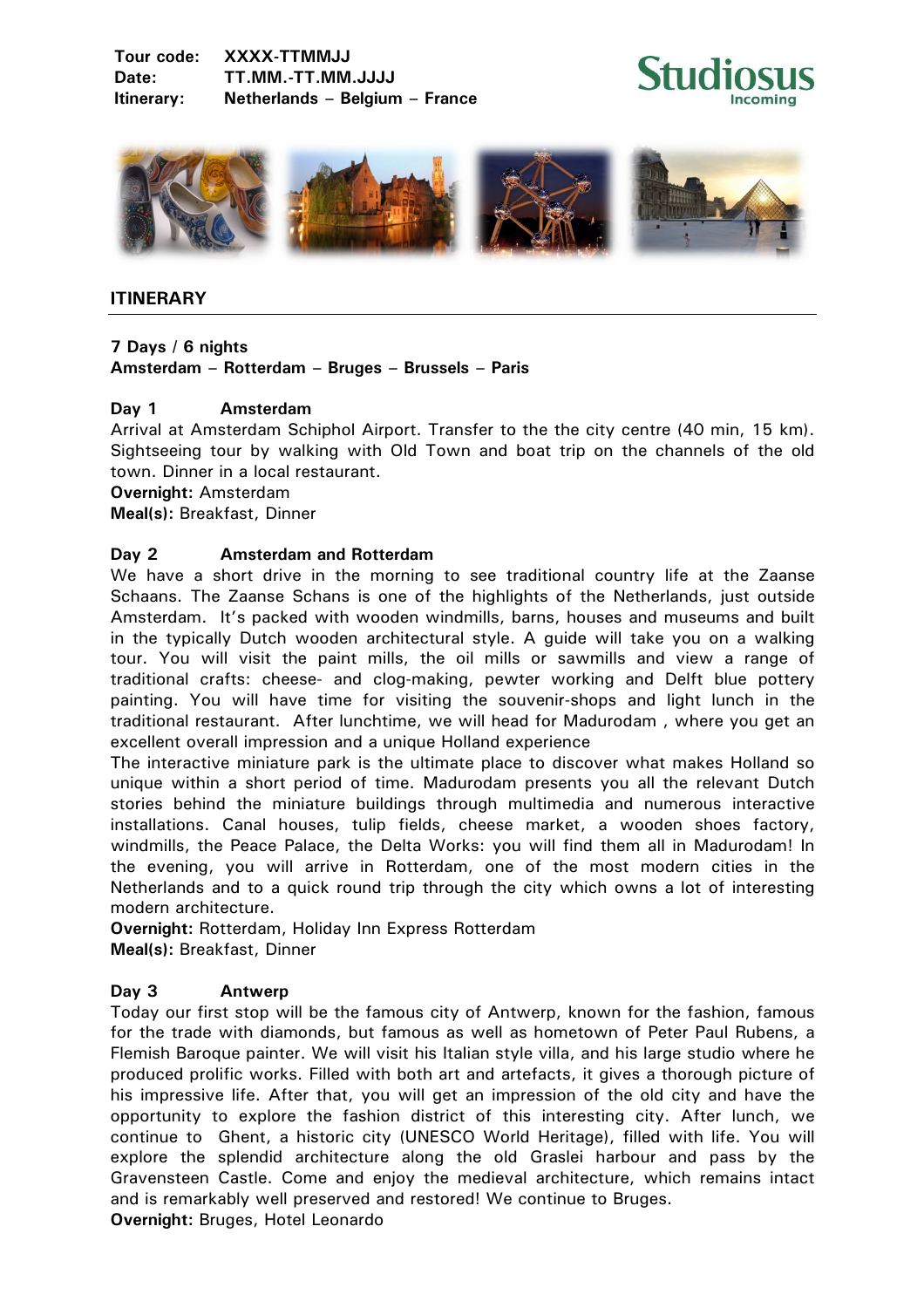**Tour code:** XXXX-TTMMJJ
**Date:** TT.MM.-TT.MM.JJJJ
**Itinerary:** Netherlands – Belgium – France

Studiosus Incoming

## ITINERARY

**7 Days / 6 nights**
**Amsterdam – Rotterdam – Bruges – Brussels – Paris**

### Day 1 Amsterdam

Arrival at Amsterdam Schiphol Airport. Transfer to the the city centre (40 min, 15 km). Sightseeing tour by walking with Old Town and boat trip on the channels of the old town. Dinner in a local restaurant.

**Overnight:** Amsterdam
**Meal(s):** Breakfast, Dinner

### Day 2 Amsterdam and Rotterdam

We have a short drive in the morning to see traditional country life at the Zaanse Schaans. The Zaanse Schans is one of the highlights of the Netherlands, just outside Amsterdam. It's packed with wooden windmills, barns, houses and museums and built in the typically Dutch wooden architectural style. A guide will take you on a walking tour. You will visit the paint mills, the oil mills or sawmills and view a range of traditional crafts: cheese- and clog-making, pewter working and Delft blue pottery painting. You will have time for visiting the souvenir-shops and light lunch in the traditional restaurant. After lunchtime, we will head for Madurodam , where you get an excellent overall impression and a unique Holland experience

The interactive miniature park is the ultimate place to discover what makes Holland so unique within a short period of time. Madurodam presents you all the relevant Dutch stories behind the miniature buildings through multimedia and numerous interactive installations. Canal houses, tulip fields, cheese market, a wooden shoes factory, windmills, the Peace Palace, the Delta Works: you will find them all in Madurodam! In the evening, you will arrive in Rotterdam, one of the most modern cities in the Netherlands and to a quick round trip through the city which owns a lot of interesting modern architecture.

**Overnight:** Rotterdam, Holiday Inn Express Rotterdam
**Meal(s):** Breakfast, Dinner

### Day 3 Antwerp

Today our first stop will be the famous city of Antwerp, known for the fashion, famous for the trade with diamonds, but famous as well as hometown of Peter Paul Rubens, a Flemish Baroque painter. We will visit his Italian style villa, and his large studio where he produced prolific works. Filled with both art and artefacts, it gives a thorough picture of his impressive life. After that, you will get an impression of the old city and have the opportunity to explore the fashion district of this interesting city. After lunch, we continue to Ghent, a historic city (UNESCO World Heritage), filled with life. You will explore the splendid architecture along the old Graslei harbour and pass by the Gravensteen Castle. Come and enjoy the medieval architecture, which remains intact and is remarkably well preserved and restored! We continue to Bruges.

**Overnight:** Bruges, Hotel Leonardo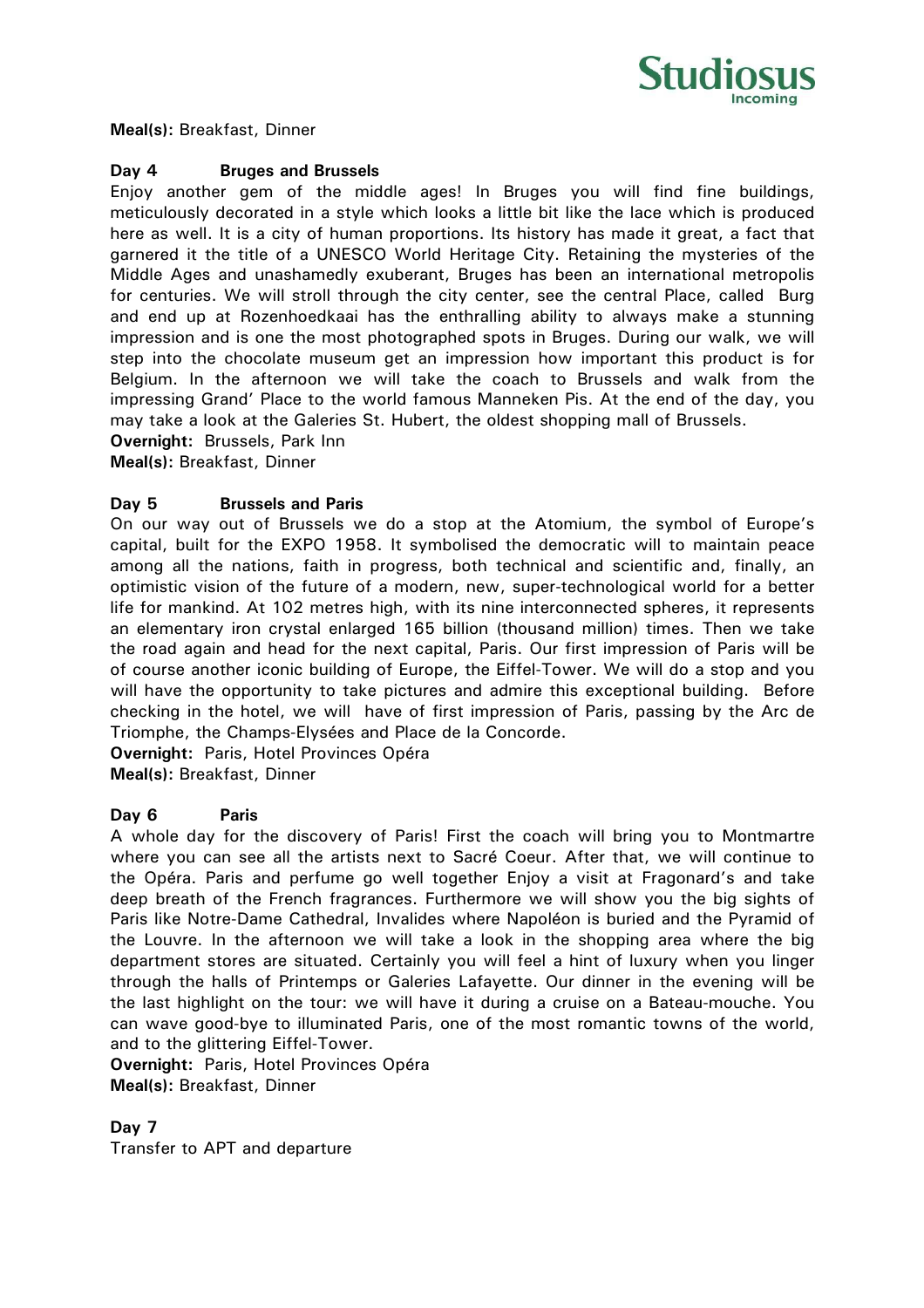**Meal(s):** Breakfast, Dinner

**Day 4 Bruges and Brussels**

Enjoy another gem of the middle ages! In Bruges you will find fine buildings, meticulously decorated in a style which looks a little bit like the lace which is produced here as well. It is a city of human proportions. Its history has made it great, a fact that garnered it the title of a UNESCO World Heritage City. Retaining the mysteries of the Middle Ages and unashamedly exuberant, Bruges has been an international metropolis for centuries. We will stroll through the city center, see the central Place, called Burg and end up at Rozenhoedkaai has the enthralling ability to always make a stunning impression and is one the most photographed spots in Bruges. During our walk, we will step into the chocolate museum get an impression how important this product is for Belgium. In the afternoon we will take the coach to Brussels and walk from the impressing Grand' Place to the world famous Manneken Pis. At the end of the day, you may take a look at the Galeries St. Hubert, the oldest shopping mall of Brussels.

**Overnight:** Brussels, Park Inn

**Meal(s):** Breakfast, Dinner

**Day 5 Brussels and Paris**

On our way out of Brussels we do a stop at the Atomium, the symbol of Europe's capital, built for the EXPO 1958. It symbolised the democratic will to maintain peace among all the nations, faith in progress, both technical and scientific and, finally, an optimistic vision of the future of a modern, new, super-technological world for a better life for mankind. At 102 metres high, with its nine interconnected spheres, it represents an elementary iron crystal enlarged 165 billion (thousand million) times. Then we take the road again and head for the next capital, Paris. Our first impression of Paris will be of course another iconic building of Europe, the Eiffel-Tower. We will do a stop and you will have the opportunity to take pictures and admire this exceptional building. Before checking in the hotel, we will have of first impression of Paris, passing by the Arc de Triomphe, the Champs-Elysées and Place de la Concorde.

**Overnight:** Paris, Hotel Provinces Opéra

**Meal(s):** Breakfast, Dinner

**Day 6 Paris**

A whole day for the discovery of Paris! First the coach will bring you to Montmartre where you can see all the artists next to Sacré Coeur. After that, we will continue to the Opéra. Paris and perfume go well together Enjoy a visit at Fragonard's and take deep breath of the French fragrances. Furthermore we will show you the big sights of Paris like Notre-Dame Cathedral, Invalides where Napoléon is buried and the Pyramid of the Louvre. In the afternoon we will take a look in the shopping area where the big department stores are situated. Certainly you will feel a hint of luxury when you linger through the halls of Printemps or Galeries Lafayette. Our dinner in the evening will be the last highlight on the tour: we will have it during a cruise on a Bateau-mouche. You can wave good-bye to illuminated Paris, one of the most romantic towns of the world, and to the glittering Eiffel-Tower.

**Overnight:** Paris, Hotel Provinces Opéra

**Meal(s):** Breakfast, Dinner

**Day 7**

Transfer to APT and departure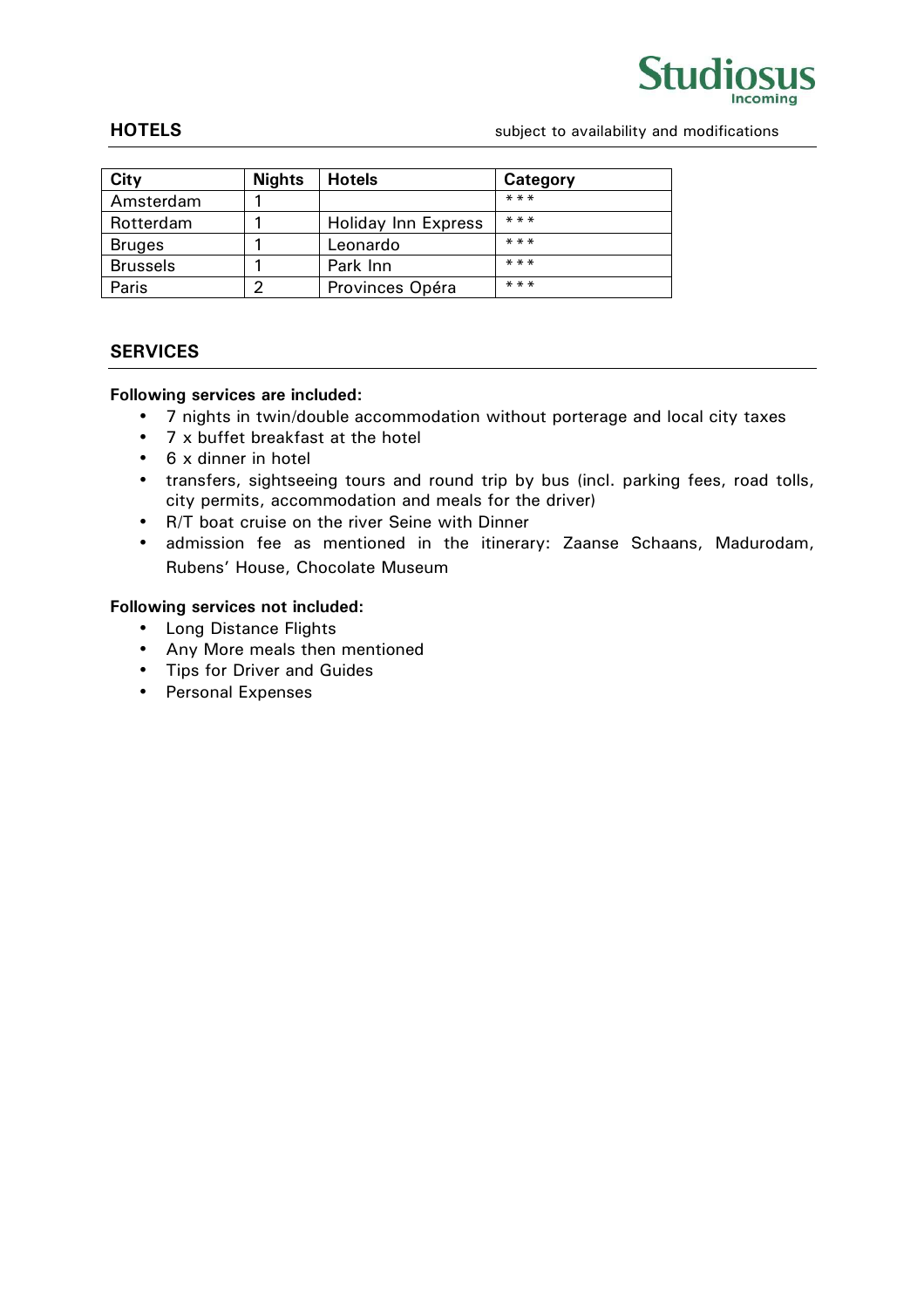## HOTELS

subject to availability and modifications

| City | Nights | Hotels | Category |
| --- | --- | --- | --- |
| Amsterdam | 1 | | *** |
| Rotterdam | 1 | Holiday Inn Express | *** |
| Bruges | 1 | Leonardo | *** |
| Brussels | 1 | Park Inn | *** |
| Paris | 2 | Provinces Opéra | *** |

## SERVICES

**Following services are included:**

- 7 nights in twin/double accommodation without porterage and local city taxes
- 7 x buffet breakfast at the hotel
- 6 x dinner in hotel
- transfers, sightseeing tours and round trip by bus (incl. parking fees, road tolls, city permits, accommodation and meals for the driver)
- R/T boat cruise on the river Seine with Dinner
- admission fee as mentioned in the itinerary: Zaanse Schaans, Madurodam, Rubens' House, Chocolate Museum

**Following services not included:**

- Long Distance Flights
- Any More meals then mentioned
- Tips for Driver and Guides
- Personal Expenses